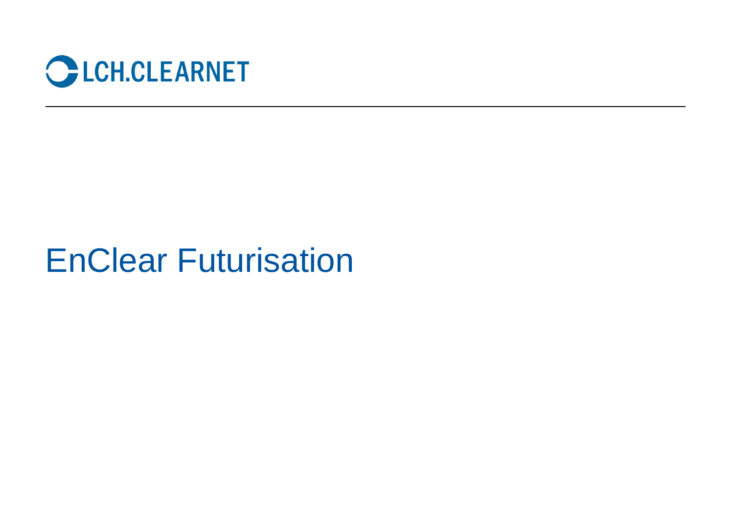LCH.CLEARNET

# EnClear Futurisation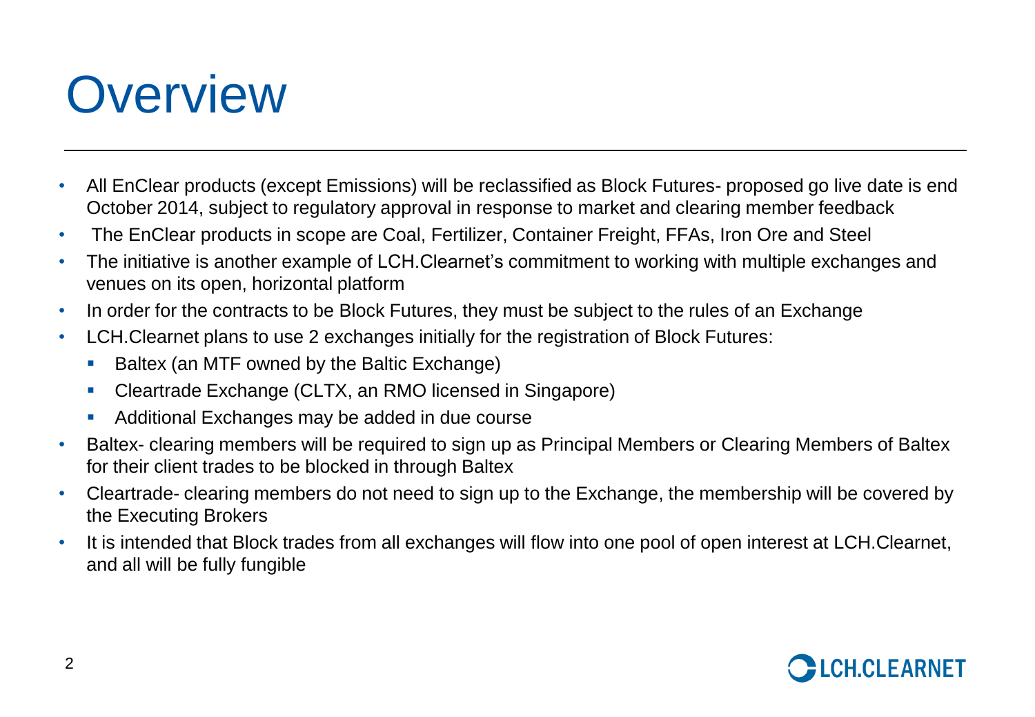# Overview

- All EnClear products (except Emissions) will be reclassified as Block Futures- proposed go live date is end October 2014, subject to regulatory approval in response to market and clearing member feedback
- The EnClear products in scope are Coal, Fertilizer, Container Freight, FFAs, Iron Ore and Steel
- The initiative is another example of LCH.Clearnet's commitment to working with multiple exchanges and venues on its open, horizontal platform
- In order for the contracts to be Block Futures, they must be subject to the rules of an Exchange
- LCH.Clearnet plans to use 2 exchanges initially for the registration of Block Futures:
  - Baltex (an MTF owned by the Baltic Exchange)
  - Cleartrade Exchange (CLTX, an RMO licensed in Singapore)
  - Additional Exchanges may be added in due course
- Baltex- clearing members will be required to sign up as Principal Members or Clearing Members of Baltex for their client trades to be blocked in through Baltex
- Cleartrade- clearing members do not need to sign up to the Exchange, the membership will be covered by the Executing Brokers
- It is intended that Block trades from all exchanges will flow into one pool of open interest at LCH.Clearnet, and all will be fully fungible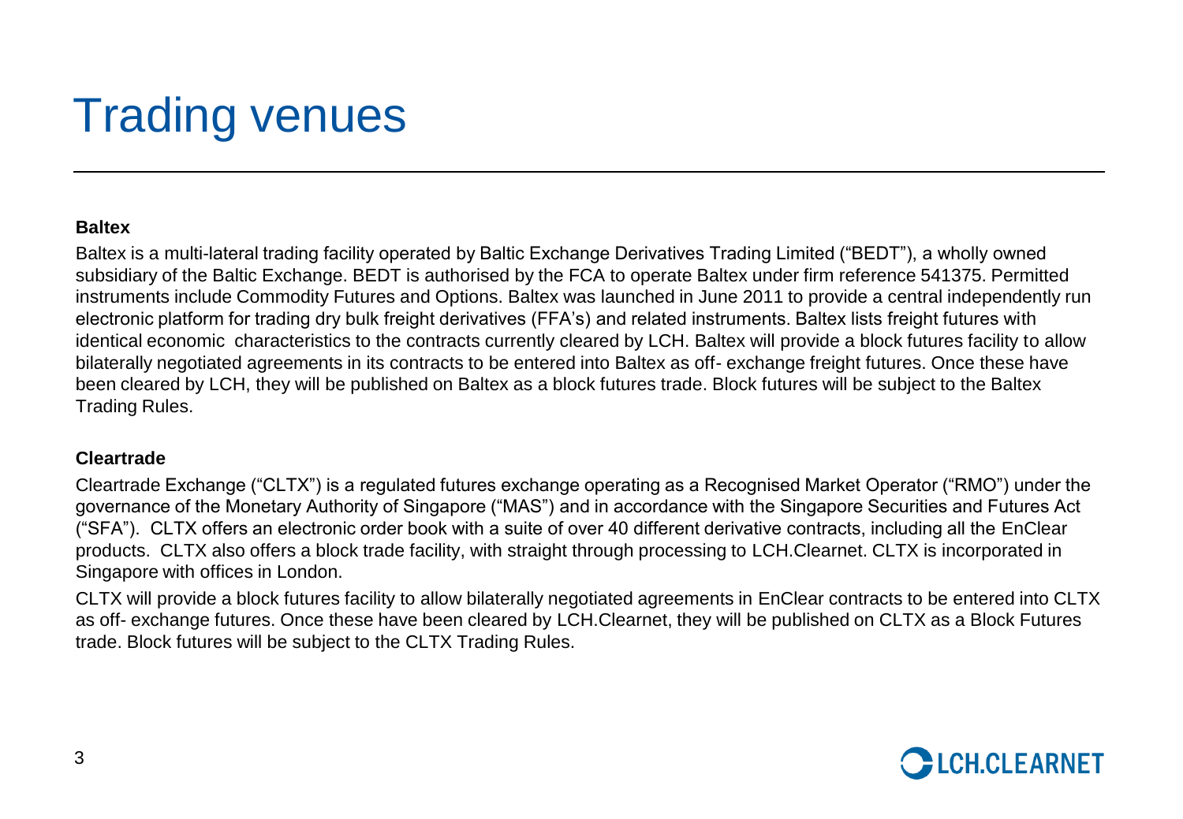# Trading venues

**Baltex**

Baltex is a multi-lateral trading facility operated by Baltic Exchange Derivatives Trading Limited ("BEDT"), a wholly owned subsidiary of the Baltic Exchange. BEDT is authorised by the FCA to operate Baltex under firm reference 541375. Permitted instruments include Commodity Futures and Options. Baltex was launched in June 2011 to provide a central independently run electronic platform for trading dry bulk freight derivatives (FFA's) and related instruments. Baltex lists freight futures with identical economic characteristics to the contracts currently cleared by LCH. Baltex will provide a block futures facility to allow bilaterally negotiated agreements in its contracts to be entered into Baltex as off- exchange freight futures. Once these have been cleared by LCH, they will be published on Baltex as a block futures trade. Block futures will be subject to the Baltex Trading Rules.

**Cleartrade**

Cleartrade Exchange ("CLTX") is a regulated futures exchange operating as a Recognised Market Operator ("RMO") under the governance of the Monetary Authority of Singapore ("MAS") and in accordance with the Singapore Securities and Futures Act ("SFA"). CLTX offers an electronic order book with a suite of over 40 different derivative contracts, including all the EnClear products. CLTX also offers a block trade facility, with straight through processing to LCH.Clearnet. CLTX is incorporated in Singapore with offices in London.

CLTX will provide a block futures facility to allow bilaterally negotiated agreements in EnClear contracts to be entered into CLTX as off- exchange futures. Once these have been cleared by LCH.Clearnet, they will be published on CLTX as a Block Futures trade. Block futures will be subject to the CLTX Trading Rules.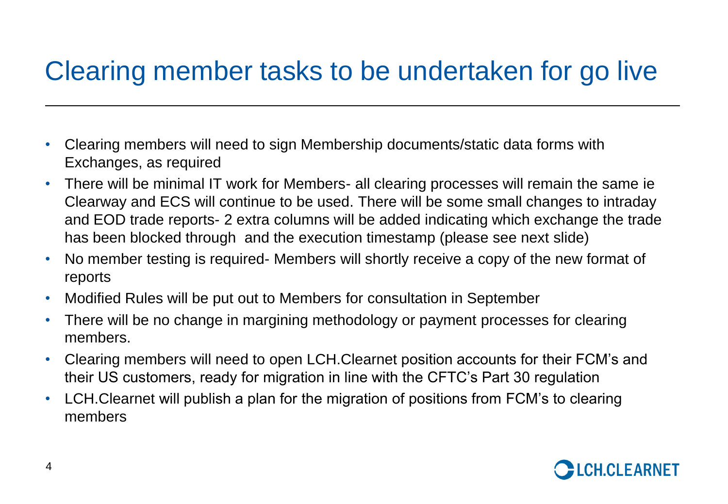# Clearing member tasks to be undertaken for go live

- Clearing members will need to sign Membership documents/static data forms with Exchanges, as required
- There will be minimal IT work for Members- all clearing processes will remain the same ie Clearway and ECS will continue to be used. There will be some small changes to intraday and EOD trade reports- 2 extra columns will be added indicating which exchange the trade has been blocked through  and the execution timestamp (please see next slide)
- No member testing is required- Members will shortly receive a copy of the new format of reports
- Modified Rules will be put out to Members for consultation in September
- There will be no change in margining methodology or payment processes for clearing members.
- Clearing members will need to open LCH.Clearnet position accounts for their FCM's and their US customers, ready for migration in line with the CFTC's Part 30 regulation
- LCH.Clearnet will publish a plan for the migration of positions from FCM's to clearing members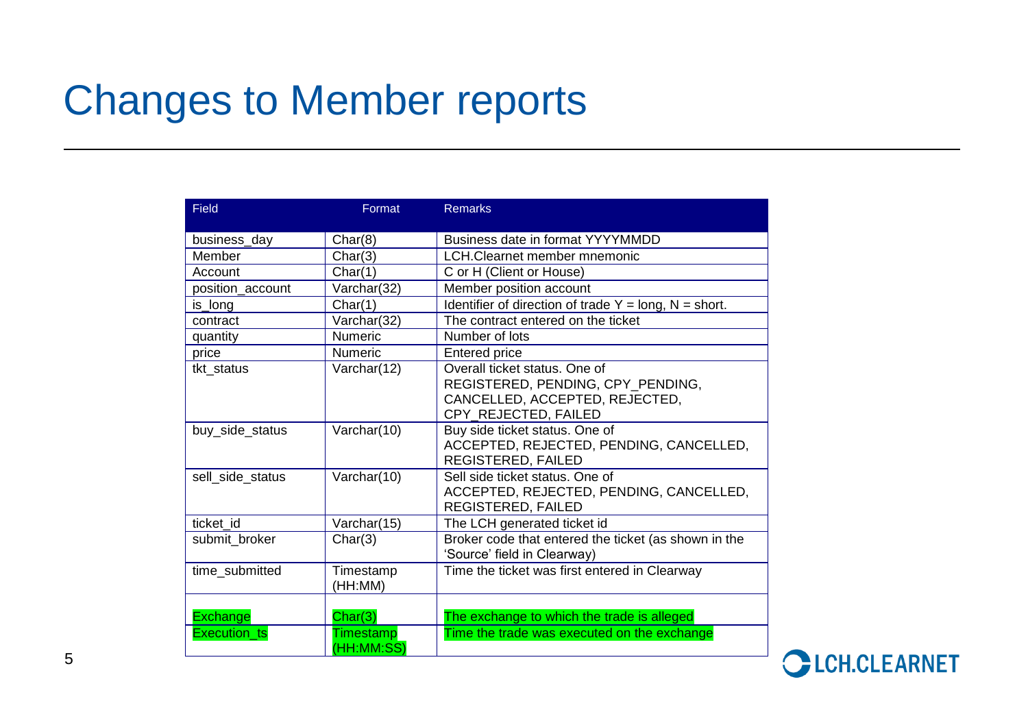# Changes to Member reports

| Field | Format | Remarks |
|---|---|---|
| business_day | Char(8) | Business date in format YYYYMMDD |
| Member | Char(3) | LCH.Clearnet member mnemonic |
| Account | Char(1) | C or H (Client or House) |
| position_account | Varchar(32) | Member position account |
| is_long | Char(1) | Identifier of direction of trade Y = long, N = short. |
| contract | Varchar(32) | The contract entered on the ticket |
| quantity | Numeric | Number of lots |
| price | Numeric | Entered price |
| tkt_status | Varchar(12) | Overall ticket status. One of REGISTERED, PENDING, CPY_PENDING, CANCELLED, ACCEPTED, REJECTED, CPY_REJECTED, FAILED |
| buy_side_status | Varchar(10) | Buy side ticket status. One of ACCEPTED, REJECTED, PENDING, CANCELLED, REGISTERED, FAILED |
| sell_side_status | Varchar(10) | Sell side ticket status. One of ACCEPTED, REJECTED, PENDING, CANCELLED, REGISTERED, FAILED |
| ticket_id | Varchar(15) | The LCH generated ticket id |
| submit_broker | Char(3) | Broker code that entered the ticket (as shown in the 'Source' field in Clearway) |
| time_submitted | Timestamp (HH:MM) | Time the ticket was first entered in Clearway |
| Exchange | Char(3) | The exchange to which the trade is alleged |
| Execution_ts | Timestamp (HH:MM:SS) | Time the trade was executed on the exchange |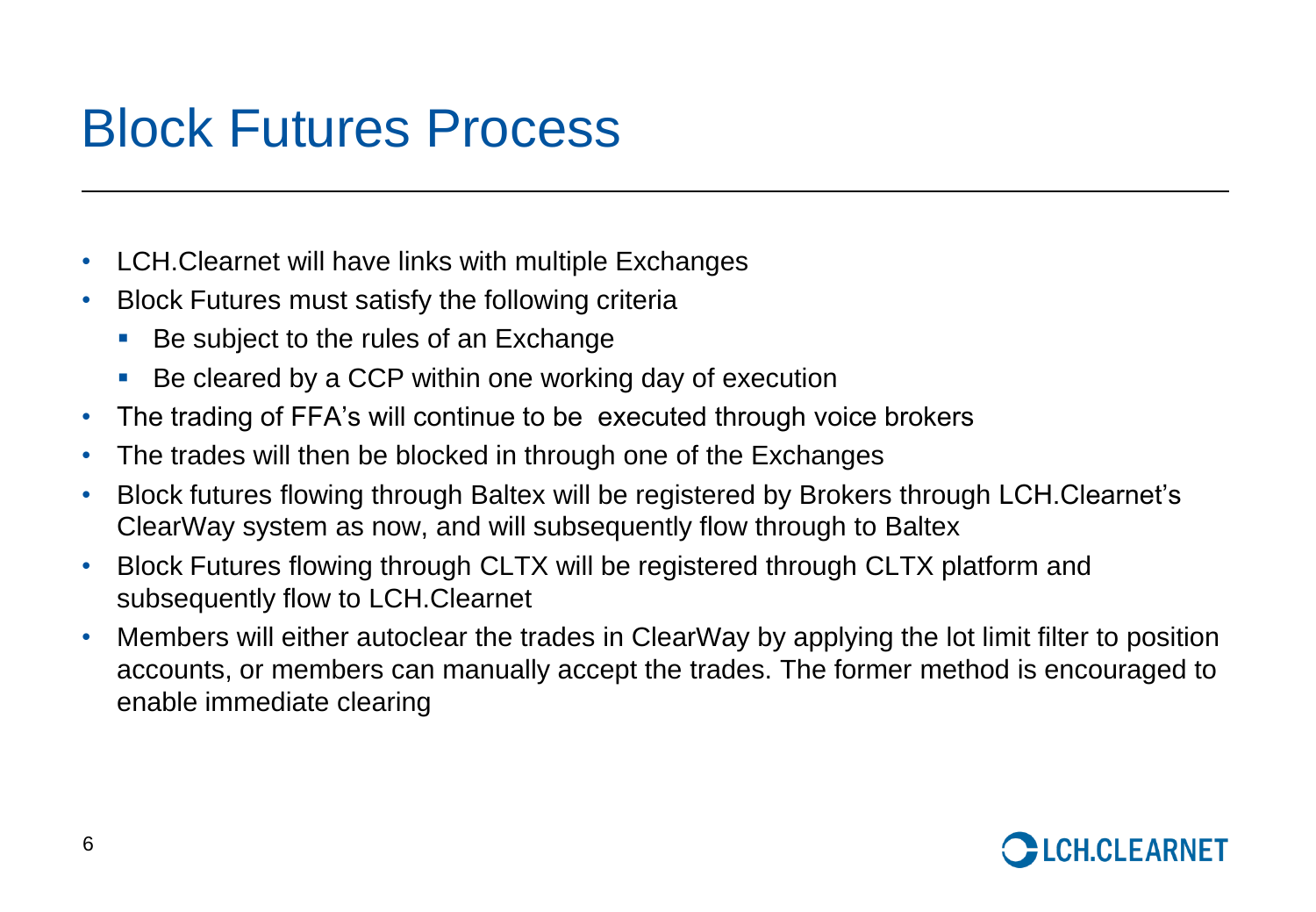# Block Futures Process

- LCH.Clearnet will have links with multiple Exchanges
- Block Futures must satisfy the following criteria
  - Be subject to the rules of an Exchange
  - Be cleared by a CCP within one working day of execution
- The trading of FFA's will continue to be executed through voice brokers
- The trades will then be blocked in through one of the Exchanges
- Block futures flowing through Baltex will be registered by Brokers through LCH.Clearnet's ClearWay system as now, and will subsequently flow through to Baltex
- Block Futures flowing through CLTX will be registered through CLTX platform and subsequently flow to LCH.Clearnet
- Members will either autoclear the trades in ClearWay by applying the lot limit filter to position accounts, or members can manually accept the trades. The former method is encouraged to enable immediate clearing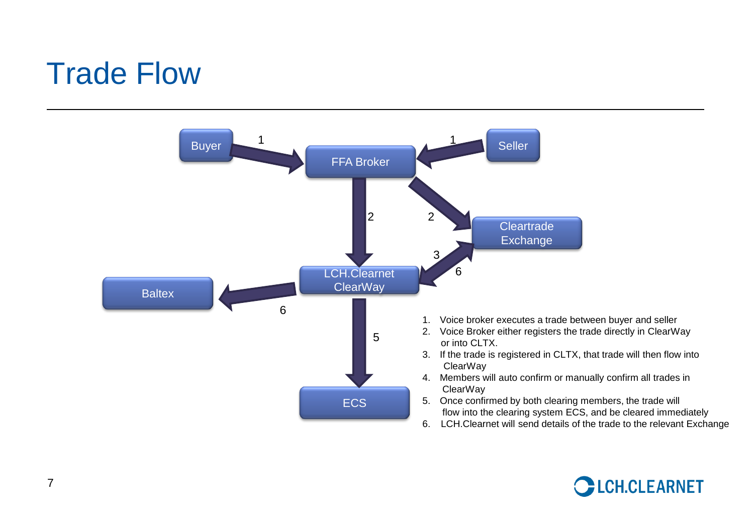# Trade Flow

Buyer → (1) → FFA Broker ← (1) ← Seller

FFA Broker → (2) → LCH.Clearnet ClearWay

FFA Broker → (2) → Cleartrade Exchange

Cleartrade Exchange → (3) → LCH.Clearnet ClearWay

LCH.Clearnet ClearWay → (6) → Cleartrade Exchange

LCH.Clearnet ClearWay → (6) → Baltex

LCH.Clearnet ClearWay → (5) → ECS

1. Voice broker executes a trade between buyer and seller
2. Voice Broker either registers the trade directly in ClearWay or into CLTX.
3. If the trade is registered in CLTX, that trade will then flow into ClearWay
4. Members will auto confirm or manually confirm all trades in ClearWay
5. Once confirmed by both clearing members, the trade will flow into the clearing system ECS, and be cleared immediately
6. LCH.Clearnet will send details of the trade to the relevant Exchange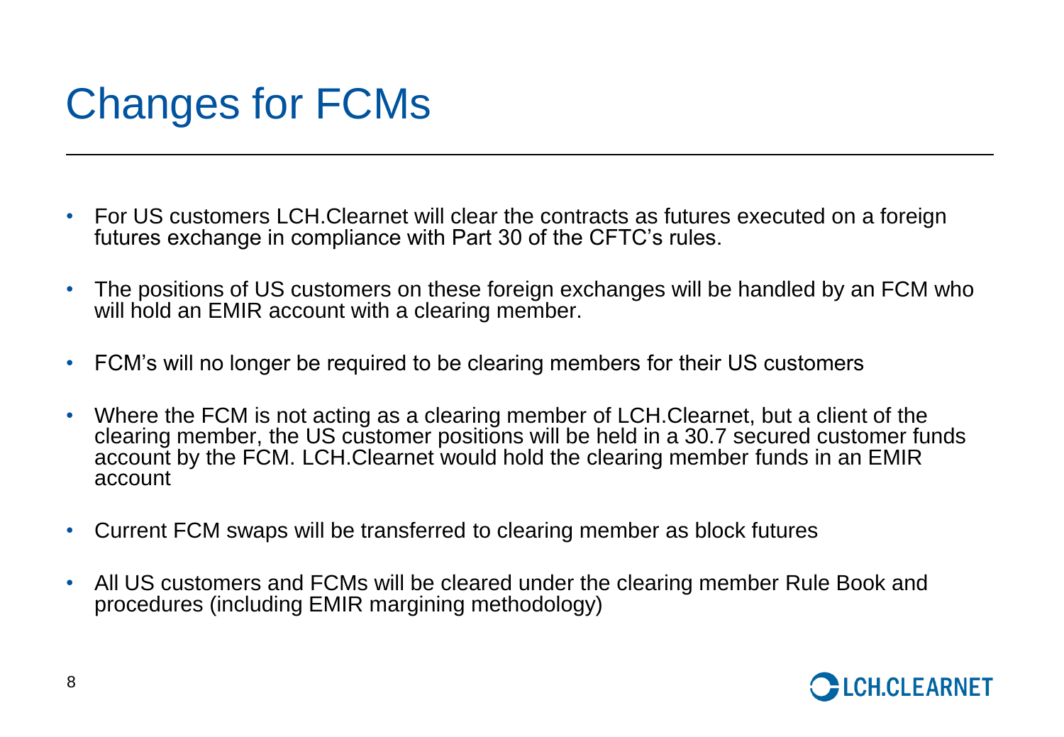# Changes for FCMs

- For US customers LCH.Clearnet will clear the contracts as futures executed on a foreign futures exchange in compliance with Part 30 of the CFTC's rules.
- The positions of US customers on these foreign exchanges will be handled by an FCM who will hold an EMIR account with a clearing member.
- FCM's will no longer be required to be clearing members for their US customers
- Where the FCM is not acting as a clearing member of LCH.Clearnet, but a client of the clearing member, the US customer positions will be held in a 30.7 secured customer funds account by the FCM. LCH.Clearnet would hold the clearing member funds in an EMIR account
- Current FCM swaps will be transferred to clearing member as block futures
- All US customers and FCMs will be cleared under the clearing member Rule Book and procedures (including EMIR margining methodology)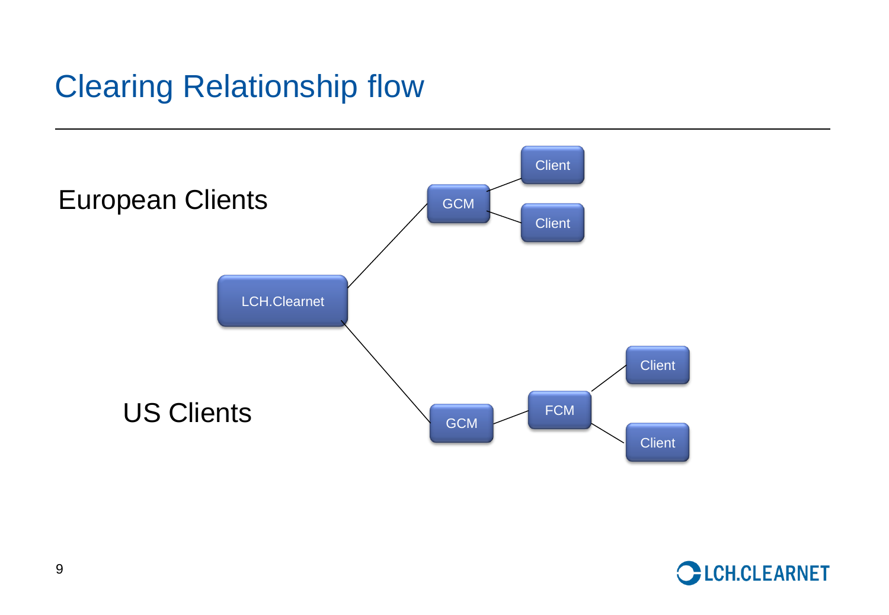# Clearing Relationship flow

European Clients

US Clients

LCH.Clearnet

GCM

Client

Client

GCM

FCM

Client

Client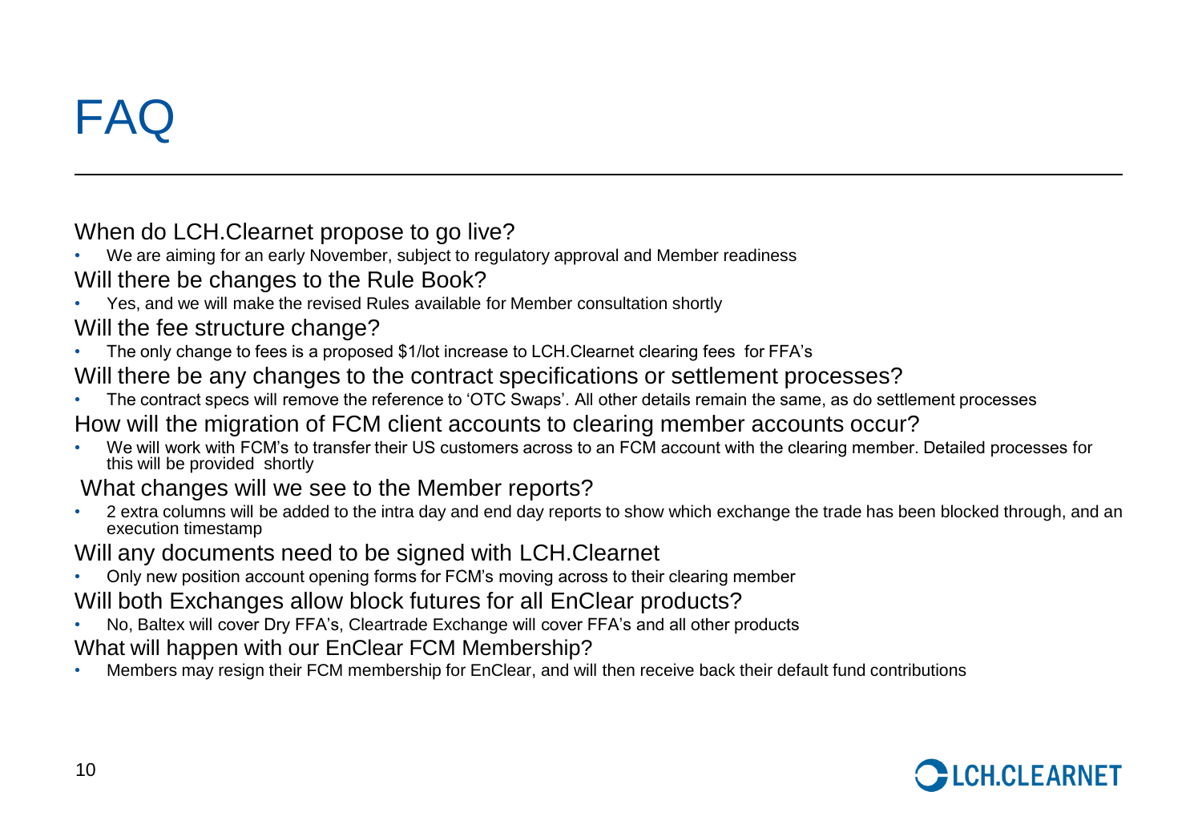# FAQ

### When do LCH.Clearnet propose to go live?

- We are aiming for an early November, subject to regulatory approval and Member readiness

### Will there be changes to the Rule Book?

- Yes, and we will make the revised Rules available for Member consultation shortly

### Will the fee structure change?

- The only change to fees is a proposed $1/lot increase to LCH.Clearnet clearing fees for FFA's

### Will there be any changes to the contract specifications or settlement processes?

- The contract specs will remove the reference to 'OTC Swaps'. All other details remain the same, as do settlement processes

### How will the migration of FCM client accounts to clearing member accounts occur?

- We will work with FCM's to transfer their US customers across to an FCM account with the clearing member. Detailed processes for this will be provided shortly

### What changes will we see to the Member reports?

- 2 extra columns will be added to the intra day and end day reports to show which exchange the trade has been blocked through, and an execution timestamp

### Will any documents need to be signed with LCH.Clearnet

- Only new position account opening forms for FCM's moving across to their clearing member

### Will both Exchanges allow block futures for all EnClear products?

- No, Baltex will cover Dry FFA's, Cleartrade Exchange will cover FFA's and all other products

### What will happen with our EnClear FCM Membership?

- Members may resign their FCM membership for EnClear, and will then receive back their default fund contributions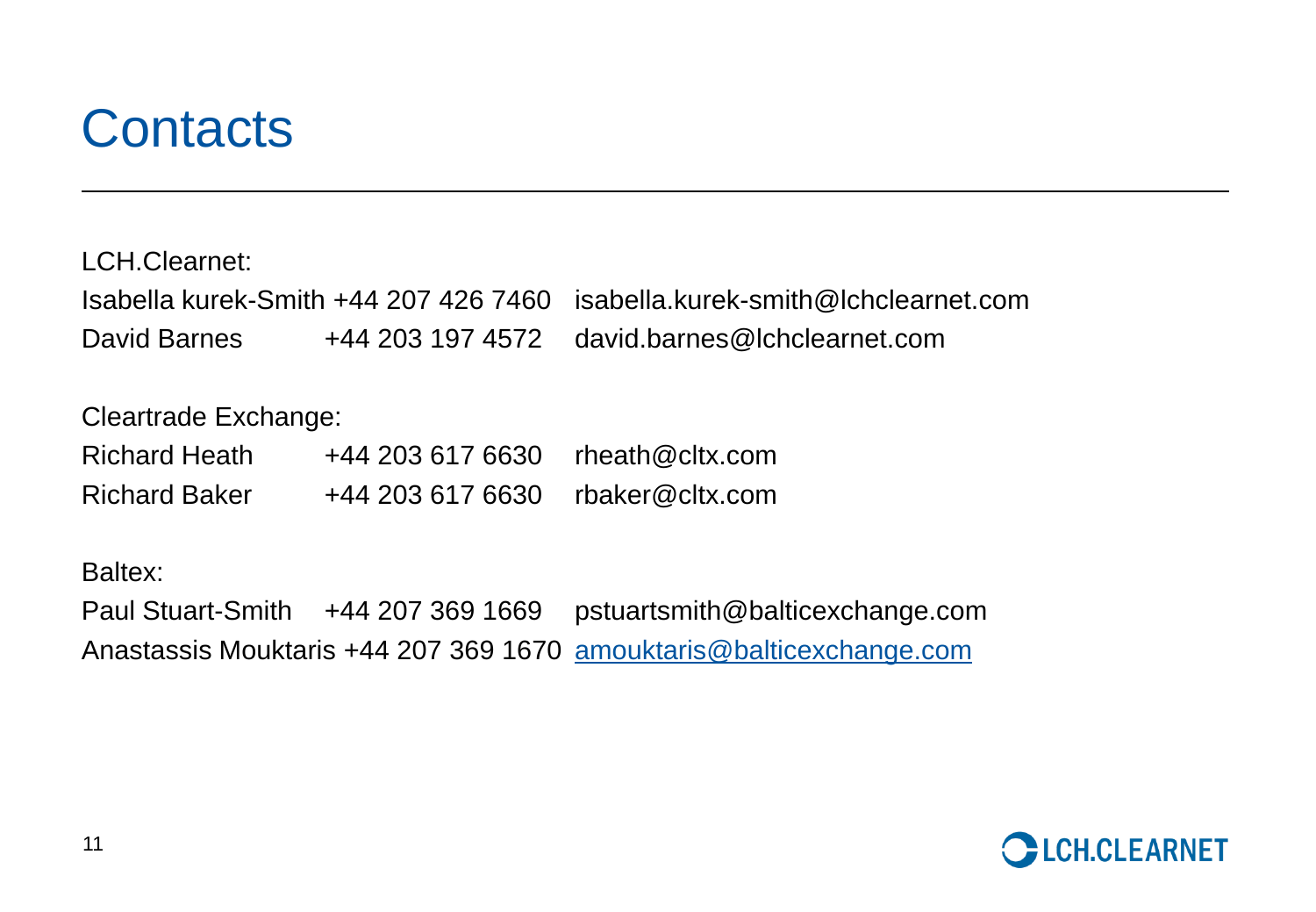# Contacts

LCH.Clearnet:

| | | |
|---|---|---|
| Isabella kurek-Smith | +44 207 426 7460 | isabella.kurek-smith@lchclearnet.com |
| David Barnes | +44 203 197 4572 | david.barnes@lchclearnet.com |

Cleartrade Exchange:

| | | |
|---|---|---|
| Richard Heath | +44 203 617 6630 | rheath@cltx.com |
| Richard Baker | +44 203 617 6630 | rbaker@cltx.com |

Baltex:

| | | |
|---|---|---|
| Paul Stuart-Smith | +44 207 369 1669 | pstuartsmith@balticexchange.com |
| Anastassis Mouktaris | +44 207 369 1670 | amouktaris@balticexchange.com |

LCH.CLEARNET